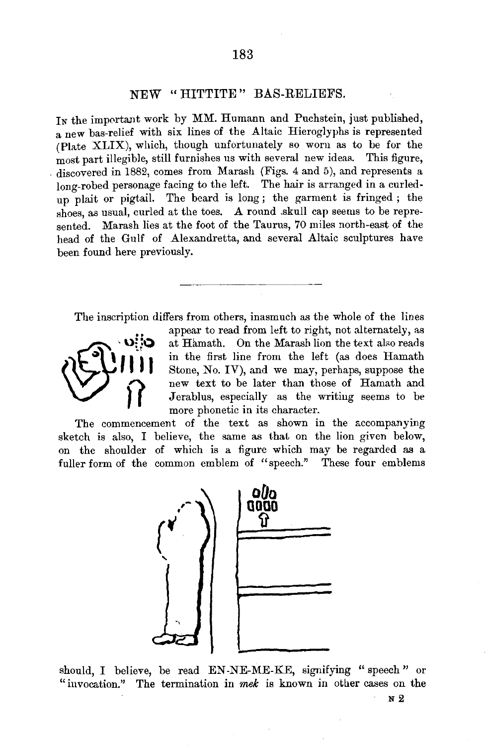## NEW "HITTITE" BAS-RELIEFS.

In the important work by MM. Humann and Puchstein, just published, a new bas-relief with six lines of the Altaic Hieroglyphs is represented (Plate XLIX), which, though unfortunately so worn as to be for the most part illegible, still furnishes us with several new ideas. This figure, discovered in 1882, comes from Marash (Figs. 4 and 5), and represents a long-robed personage facing to the left. The hair is arranged in a curled-up plait or pigtail. The beard is long; the garment is fringed; the shoes, as usual, curled at the toes. A round skull cap seems to be represented. Marash lies at the foot of the Taurus, 70 miles north-east of the head of the Gulf of Alexandretta, and several Altaic sculptures have been found here previously.

---

The inscription differs from others, inasmuch as the whole of the lines appear to read from left to right, not alternately, as at Hamath. On the Marash lion the text also reads in the first line from the left (as does Hamath Stone, No. IV), and we may, perhaps, suppose the new text to be later than those of Hamath and Jerablus, especially as the writing seems to be more phonetic in its character.

The commencement of the text as shown in the accompanying sketch is also, I believe, the same as that on the lion given below, on the shoulder of which is a figure which may be regarded as a fuller form of the common emblem of "speech." These four emblems should, I believe, be read EN-NE-ME-KE, signifying "speech" or "invocation." The termination in *mek* is known in other cases on the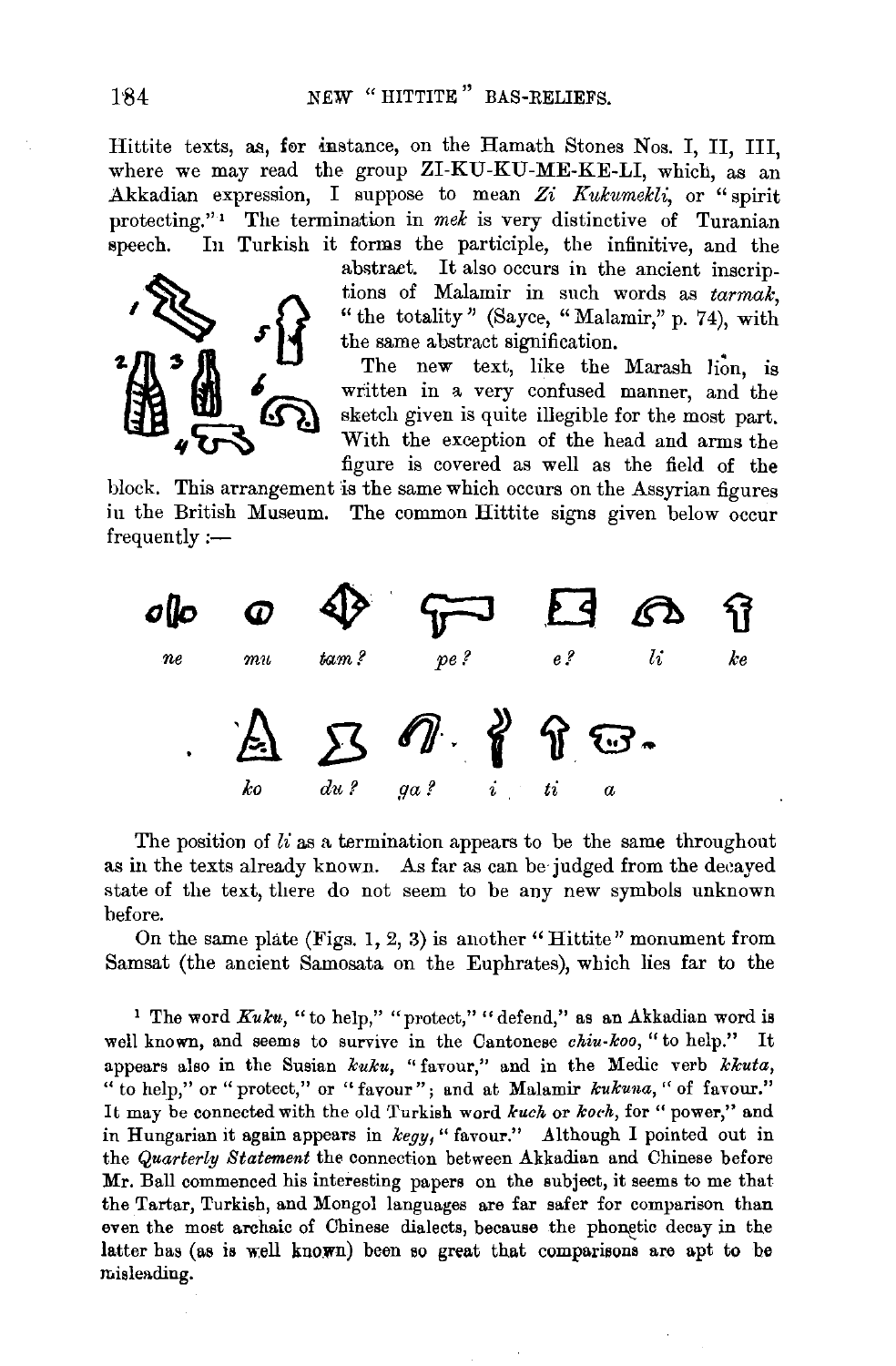Hittite texts, as, for instance, on the Hamath Stones Nos. I, II, III, where we may read the group ZI-KU-KU-ME-KE-LI, which, as an Akkadian expression, I suppose to mean *Zi Kukumekli*, or "spirit protecting."[1] The termination in *mek* is very distinctive of Turanian speech. In Turkish it forms the participle, the infinitive, and the abstract. It also occurs in the ancient inscriptions of Malamir in such words as *tarmak*, "the totality" (Sayce, "Malamir," p. 74), with the same abstract signification.

The new text, like the Marash lion, is written in a very confused manner, and the sketch given is quite illegible for the most part. With the exception of the head and arms the figure is covered as well as the field of the block. This arrangement is the same which occurs on the Assyrian figures in the British Museum. The common Hittite signs given below occur frequently :—

*ne* *mu* *tam ?* *pe ?* *e ?* *li* *ke*

*ko* *du ?* *ga ?* *i* *ti* *a*

The position of *li* as a termination appears to be the same throughout as in the texts already known. As far as can be judged from the decayed state of the text, there do not seem to be any new symbols unknown before.

On the same plate (Figs. 1, 2, 3) is another "Hittite" monument from Samsat (the ancient Samosata on the Euphrates), which lies far to the

[1] The word *Kuku*, "to help," "protect," "defend," as an Akkadian word is well known, and seems to survive in the Cantonese *chiu-koo*, "to help." It appears also in the Susian *kuku*, "favour," and in the Medic verb *kkuta*, "to help," or "protect," or "favour"; and at Malamir *kukuna*, "of favour." It may be connected with the old Turkish word *kuch* or *koch*, for "power," and in Hungarian it again appears in *kegy*, "favour." Although I pointed out in the *Quarterly Statement* the connection between Akkadian and Chinese before Mr. Ball commenced his interesting papers on the subject, it seems to me that the Tartar, Turkish, and Mongol languages are far safer for comparison than even the most archaic of Chinese dialects, because the phonetic decay in the latter has (as is well known) been so great that comparisons are apt to be misleading.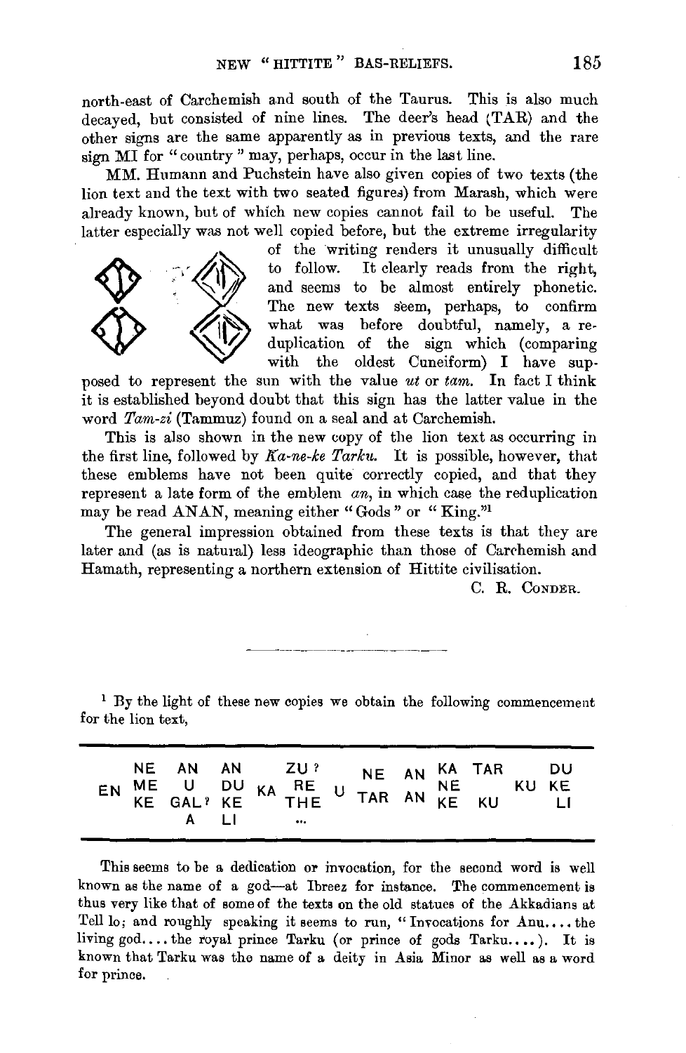north-east of Carchemish and south of the Taurus. This is also much decayed, but consisted of nine lines. The deer's head (TAR) and the other signs are the same apparently as in previous texts, and the rare sign MI for "country" may, perhaps, occur in the last line.

MM. Humann and Puchstein have also given copies of two texts (the lion text and the text with two seated figures) from Marash, which were already known, but of which new copies cannot fail to be useful. The latter especially was not well copied before, but the extreme irregularity of the writing renders it unusually difficult to follow. It clearly reads from the right, and seems to be almost entirely phonetic. The new texts seem, perhaps, to confirm what was before doubtful, namely, a reduplication of the sign which (comparing with the oldest Cuneiform) I have supposed to represent the sun with the value *ut* or *tam*. In fact I think it is established beyond doubt that this sign has the latter value in the word *Tam-zi* (Tammuz) found on a seal and at Carchemish.

This is also shown in the new copy of the lion text as occurring in the first line, followed by *Ka-ne-ke Tarku*. It is possible, however, that these emblems have not been quite correctly copied, and that they represent a late form of the emblem *an*, in which case the reduplication may be read ANAN, meaning either "Gods" or "King."[1]

The general impression obtained from these texts is that they are later and (as is natural) less ideographic than those of Carchemish and Hamath, representing a northern extension of Hittite civilisation.

C. R. CONDER.

---

[1] By the light of these new copies we obtain the following commencement for the lion text,

| | | | | | | | | | | | | |
|---|---|---|---|---|---|---|---|---|---|---|---|---|
| | NE | AN | AN | | ZU ? | | NE | AN | KA | TAR | | DU |
| EN | ME | U | DU | KA | RE | U | | | NE | | KU | KE |
| | KE | GAL ? | KE | | THE | | TAR | AN | KE | KU | | LI |
| | | A | LI | | ... | | | | | | | |

This seems to be a dedication or invocation, for the second word is well known as the name of a god—at Ibreez for instance. The commencement is thus very like that of some of the texts on the old statues of the Akkadians at Tell lo; and roughly speaking it seems to run, "Invocations for Anu.... the living god.... the royal prince Tarku (or prince of gods Tarku....). It is known that Tarku was the name of a deity in Asia Minor as well as a word for prince.